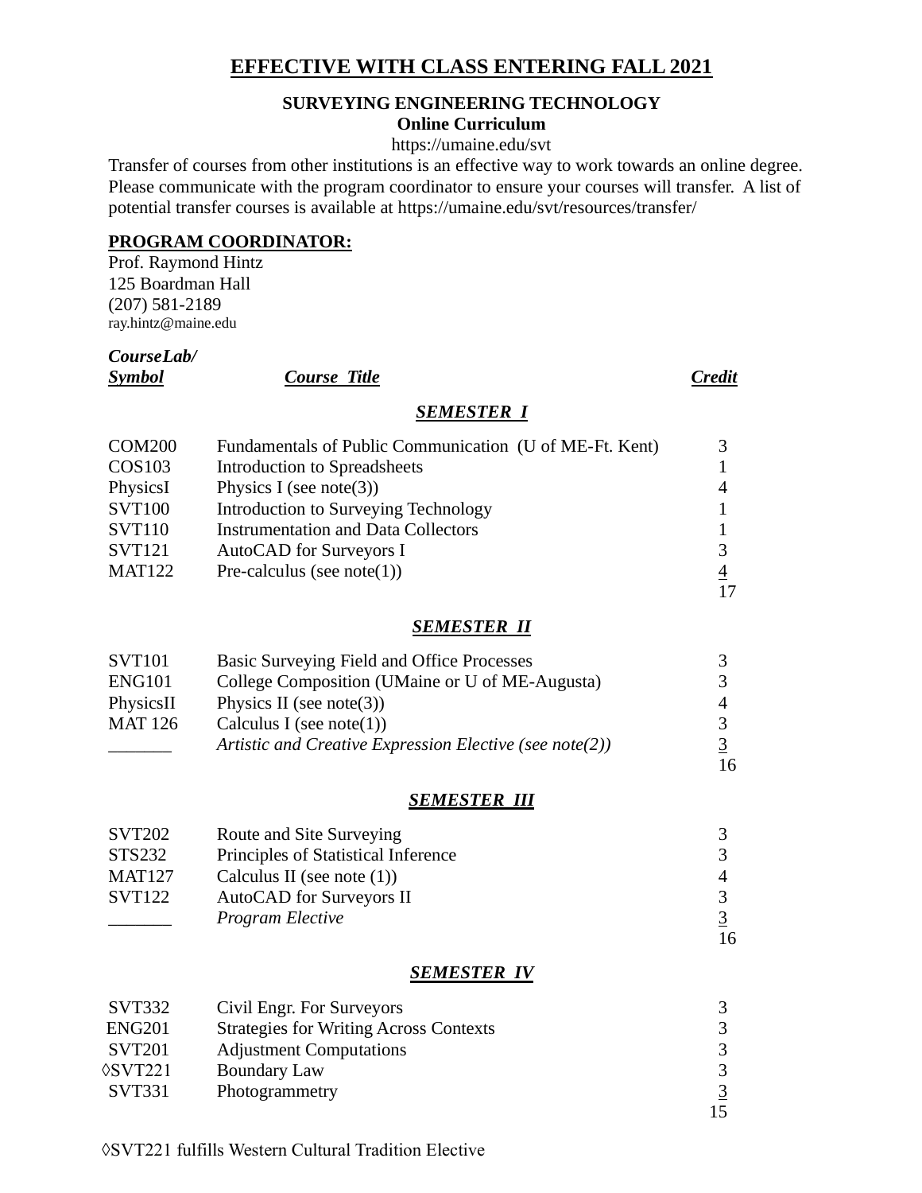# EFFECTIVE WITH CLASS ENTERING FALL 2021

## SURVEYING ENGINEERING TECHNOLOGY

**Online Curriculum**

https://umaine.edu/svt

Transfer of courses from other institutions is an effective way to work towards an online degree. Please communicate with the program coordinator to ensure your courses will transfer. A list of potential transfer courses is available at https://umaine.edu/svt/resources/transfer/

**PROGRAM COORDINATOR:**

Prof. Raymond Hintz
125 Boardman Hall
(207) 581-2189
ray.hintz@maine.edu

| *CourseLab/ Symbol* | *Course Title* | *Credit* |
|---|---|---|
| | ***SEMESTER I*** | |
| COM200 | Fundamentals of Public Communication (U of ME-Ft. Kent) | 3 |
| COS103 | Introduction to Spreadsheets | 1 |
| PhysicsI | Physics I (see note(3)) | 4 |
| SVT100 | Introduction to Surveying Technology | 1 |
| SVT110 | Instrumentation and Data Collectors | 1 |
| SVT121 | AutoCAD for Surveyors I | 3 |
| MAT122 | Pre-calculus (see note(1)) | 4 |
| | | 17 |
| | ***SEMESTER II*** | |
| SVT101 | Basic Surveying Field and Office Processes | 3 |
| ENG101 | College Composition (UMaine or U of ME-Augusta) | 3 |
| PhysicsII | Physics II (see note(3)) | 4 |
| MAT 126 | Calculus I (see note(1)) | 3 |
| _______ | *Artistic and Creative Expression Elective (see note(2))* | 3 |
| | | 16 |
| | ***SEMESTER III*** | |
| SVT202 | Route and Site Surveying | 3 |
| STS232 | Principles of Statistical Inference | 3 |
| MAT127 | Calculus II (see note (1)) | 4 |
| SVT122 | AutoCAD for Surveyors II | 3 |
| _______ | *Program Elective* | 3 |
| | | 16 |
| | ***SEMESTER IV*** | |
| SVT332 | Civil Engr. For Surveyors | 3 |
| ENG201 | Strategies for Writing Across Contexts | 3 |
| SVT201 | Adjustment Computations | 3 |
| ◊SVT221 | Boundary Law | 3 |
| SVT331 | Photogrammetry | 3 |
| | | 15 |

◊SVT221 fulfills Western Cultural Tradition Elective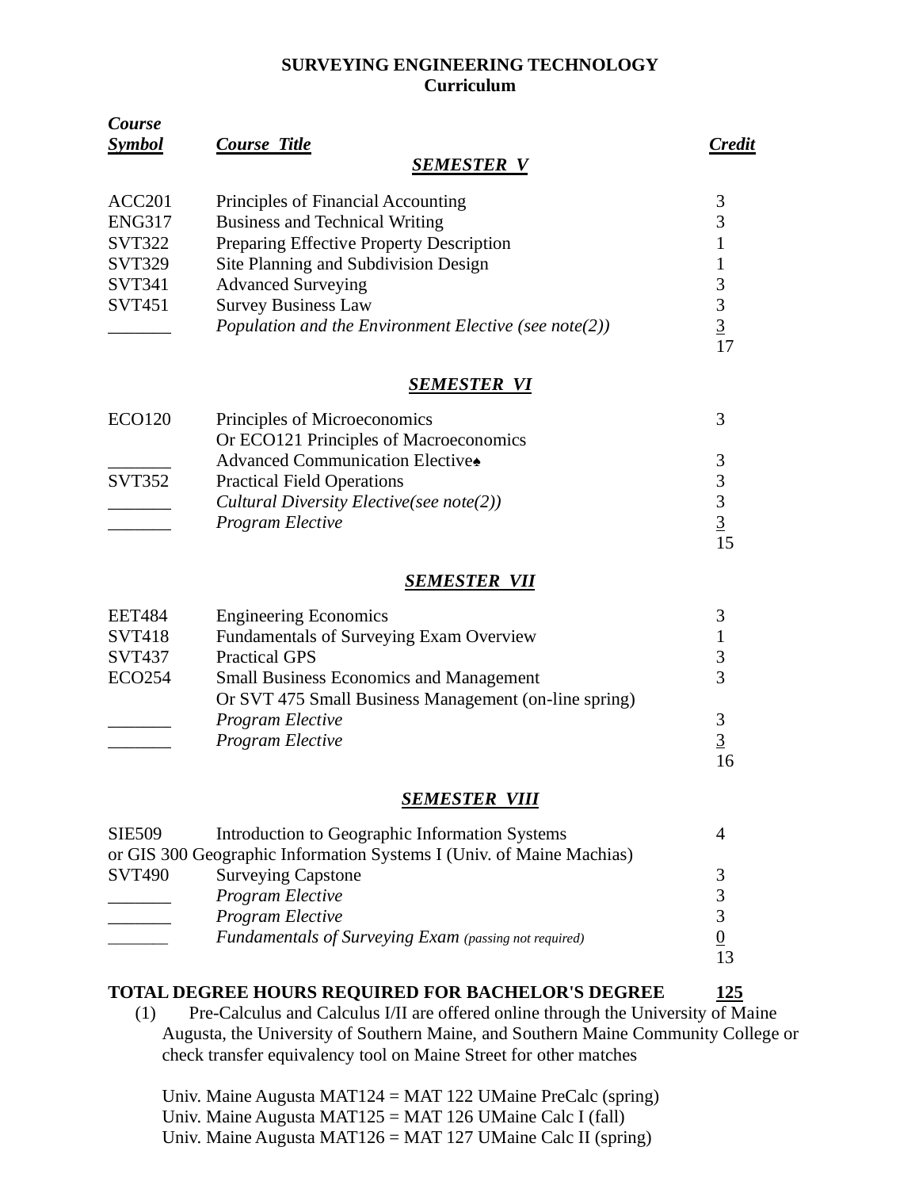**SURVEYING ENGINEERING TECHNOLOGY**
**Curriculum**

| *Course Symbol* | *Course Title* | *Credit* |
|---|---|---|
| | ***SEMESTER V*** | |
| ACC201 | Principles of Financial Accounting | 3 |
| ENG317 | Business and Technical Writing | 3 |
| SVT322 | Preparing Effective Property Description | 1 |
| SVT329 | Site Planning and Subdivision Design | 1 |
| SVT341 | Advanced Surveying | 3 |
| SVT451 | Survey Business Law | 3 |
| _______ | *Population and the Environment Elective (see note(2))* | 3 |
| | | 17 |
| | ***SEMESTER VI*** | |
| ECO120 | Principles of Microeconomics<br>Or ECO121 Principles of Macroeconomics | 3 |
| _______ | Advanced Communication Elective♠ | 3 |
| SVT352 | Practical Field Operations | 3 |
| _______ | *Cultural Diversity Elective(see note(2))* | 3 |
| _______ | *Program Elective* | 3 |
| | | 15 |
| | ***SEMESTER VII*** | |
| EET484 | Engineering Economics | 3 |
| SVT418 | Fundamentals of Surveying Exam Overview | 1 |
| SVT437 | Practical GPS | 3 |
| ECO254 | Small Business Economics and Management<br>Or SVT 475 Small Business Management (on-line spring) | 3 |
| _______ | *Program Elective* | 3 |
| _______ | *Program Elective* | 3 |
| | | 16 |
| | ***SEMESTER VIII*** | |
| SIE509 | Introduction to Geographic Information Systems<br>or GIS 300 Geographic Information Systems I (Univ. of Maine Machias) | 4 |
| SVT490 | Surveying Capstone | 3 |
| _______ | *Program Elective* | 3 |
| _______ | *Program Elective* | 3 |
| _______ | *Fundamentals of Surveying Exam* *(passing not required)* | 0 |
| | | 13 |

**TOTAL DEGREE HOURS REQUIRED FOR BACHELOR'S DEGREE 125**

(1) Pre-Calculus and Calculus I/II are offered online through the University of Maine Augusta, the University of Southern Maine, and Southern Maine Community College or check transfer equivalency tool on Maine Street for other matches

Univ. Maine Augusta MAT124 = MAT 122 UMaine PreCalc (spring)
Univ. Maine Augusta MAT125 = MAT 126 UMaine Calc I (fall)
Univ. Maine Augusta MAT126 = MAT 127 UMaine Calc II (spring)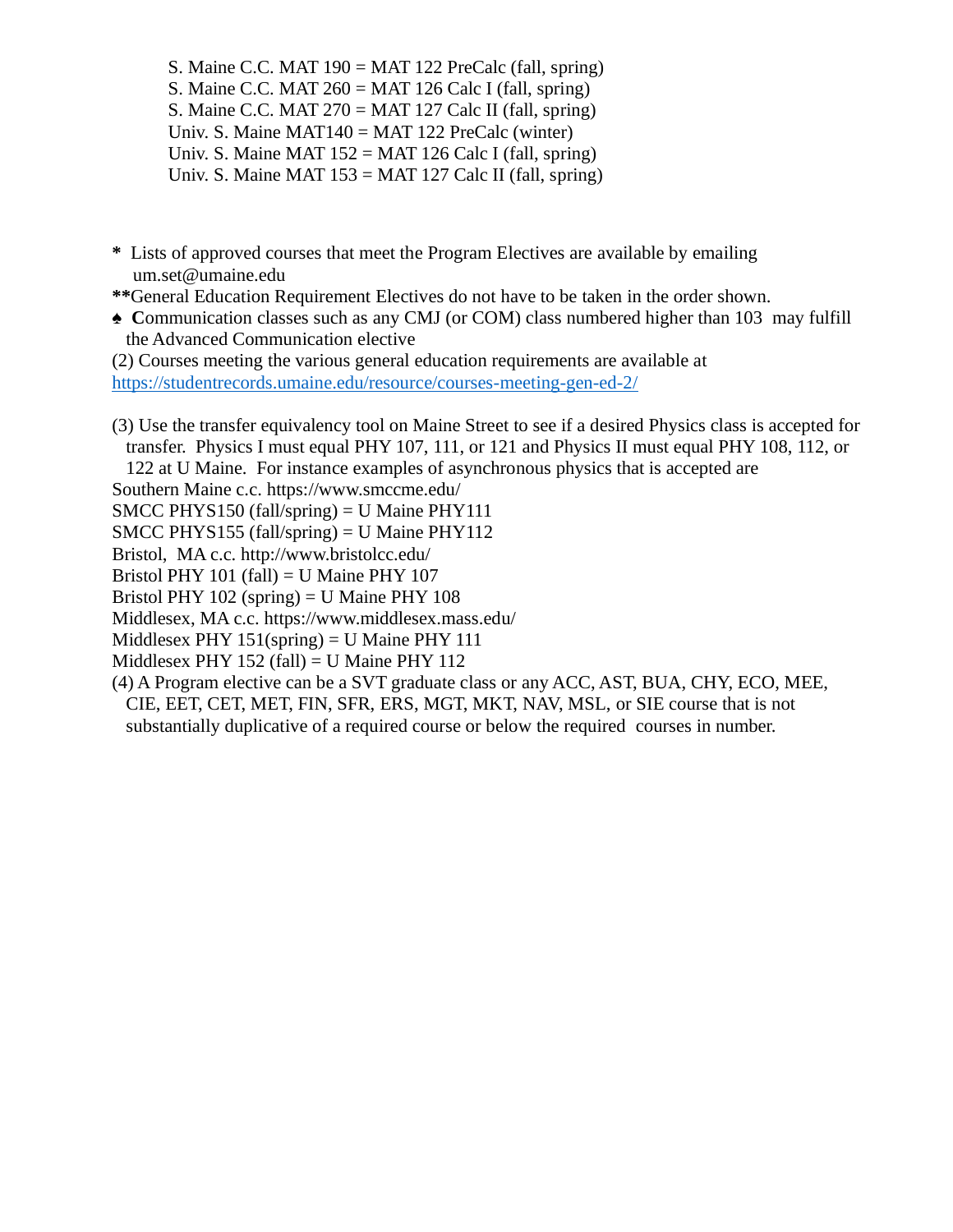S. Maine C.C. MAT 190 = MAT 122 PreCalc (fall, spring)
S. Maine C.C. MAT 260 = MAT 126 Calc I (fall, spring)
S. Maine C.C. MAT 270 = MAT 127 Calc II (fall, spring)
Univ. S. Maine MAT140 = MAT 122 PreCalc (winter)
Univ. S. Maine MAT 152 = MAT 126 Calc I (fall, spring)
Univ. S. Maine MAT 153 = MAT 127 Calc II (fall, spring)

**\*** Lists of approved courses that meet the Program Electives are available by emailing um.set@umaine.edu

**\*\***General Education Requirement Electives do not have to be taken in the order shown.

♠ **C**ommunication classes such as any CMJ (or COM) class numbered higher than 103 may fulfill the Advanced Communication elective

(2) Courses meeting the various general education requirements are available at [https://studentrecords.umaine.edu/resource/courses-meeting-gen-ed-2/](https://studentrecords.umaine.edu/resource/courses-meeting-gen-ed-2/)

(3) Use the transfer equivalency tool on Maine Street to see if a desired Physics class is accepted for transfer. Physics I must equal PHY 107, 111, or 121 and Physics II must equal PHY 108, 112, or 122 at U Maine. For instance examples of asynchronous physics that is accepted are

Southern Maine c.c. https://www.smccme.edu/
SMCC PHYS150 (fall/spring) = U Maine PHY111
SMCC PHYS155 (fall/spring) = U Maine PHY112
Bristol, MA c.c. http://www.bristolcc.edu/
Bristol PHY 101 (fall) = U Maine PHY 107
Bristol PHY 102 (spring) = U Maine PHY 108
Middlesex, MA c.c. https://www.middlesex.mass.edu/
Middlesex PHY 151(spring) = U Maine PHY 111
Middlesex PHY 152 (fall) = U Maine PHY 112

(4) A Program elective can be a SVT graduate class or any ACC, AST, BUA, CHY, ECO, MEE, CIE, EET, CET, MET, FIN, SFR, ERS, MGT, MKT, NAV, MSL, or SIE course that is not substantially duplicative of a required course or below the required courses in number.